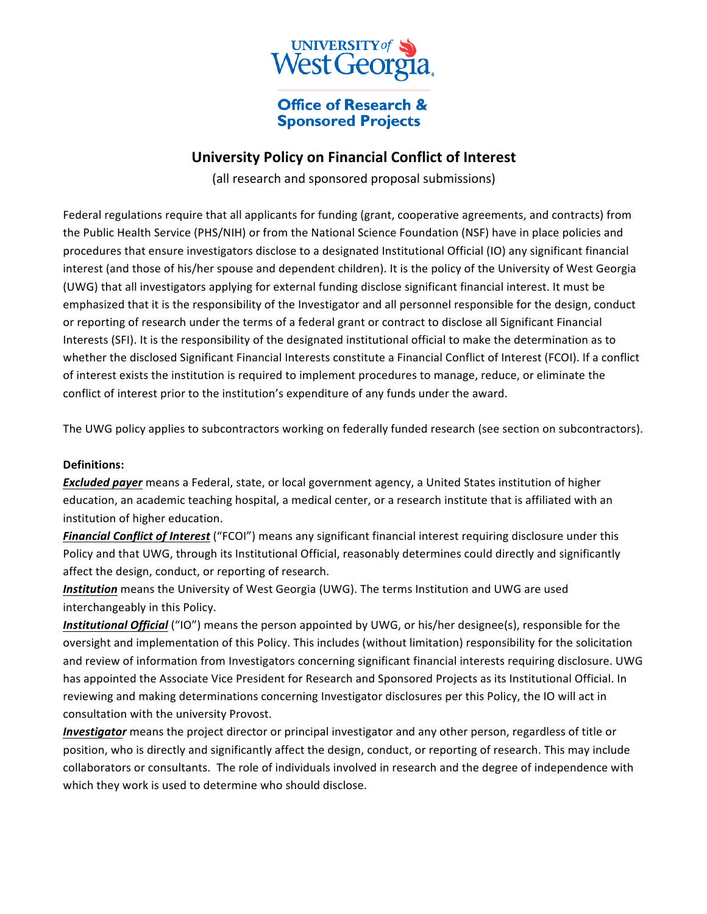University of West Georgia

Office of Research & Sponsored Projects

# University Policy on Financial Conflict of Interest

(all research and sponsored proposal submissions)

Federal regulations require that all applicants for funding (grant, cooperative agreements, and contracts) from the Public Health Service (PHS/NIH) or from the National Science Foundation (NSF) have in place policies and procedures that ensure investigators disclose to a designated Institutional Official (IO) any significant financial interest (and those of his/her spouse and dependent children). It is the policy of the University of West Georgia (UWG) that all investigators applying for external funding disclose significant financial interest. It must be emphasized that it is the responsibility of the Investigator and all personnel responsible for the design, conduct or reporting of research under the terms of a federal grant or contract to disclose all Significant Financial Interests (SFI). It is the responsibility of the designated institutional official to make the determination as to whether the disclosed Significant Financial Interests constitute a Financial Conflict of Interest (FCOI). If a conflict of interest exists the institution is required to implement procedures to manage, reduce, or eliminate the conflict of interest prior to the institution's expenditure of any funds under the award.

The UWG policy applies to subcontractors working on federally funded research (see section on subcontractors).

**Definitions:**

***Excluded payer*** means a Federal, state, or local government agency, a United States institution of higher education, an academic teaching hospital, a medical center, or a research institute that is affiliated with an institution of higher education.

***Financial Conflict of Interest*** ("FCOI") means any significant financial interest requiring disclosure under this Policy and that UWG, through its Institutional Official, reasonably determines could directly and significantly affect the design, conduct, or reporting of research.

***Institution*** means the University of West Georgia (UWG). The terms Institution and UWG are used interchangeably in this Policy.

***Institutional Official*** ("IO") means the person appointed by UWG, or his/her designee(s), responsible for the oversight and implementation of this Policy. This includes (without limitation) responsibility for the solicitation and review of information from Investigators concerning significant financial interests requiring disclosure. UWG has appointed the Associate Vice President for Research and Sponsored Projects as its Institutional Official. In reviewing and making determinations concerning Investigator disclosures per this Policy, the IO will act in consultation with the university Provost.

***Investigator*** means the project director or principal investigator and any other person, regardless of title or position, who is directly and significantly affect the design, conduct, or reporting of research. This may include collaborators or consultants. The role of individuals involved in research and the degree of independence with which they work is used to determine who should disclose.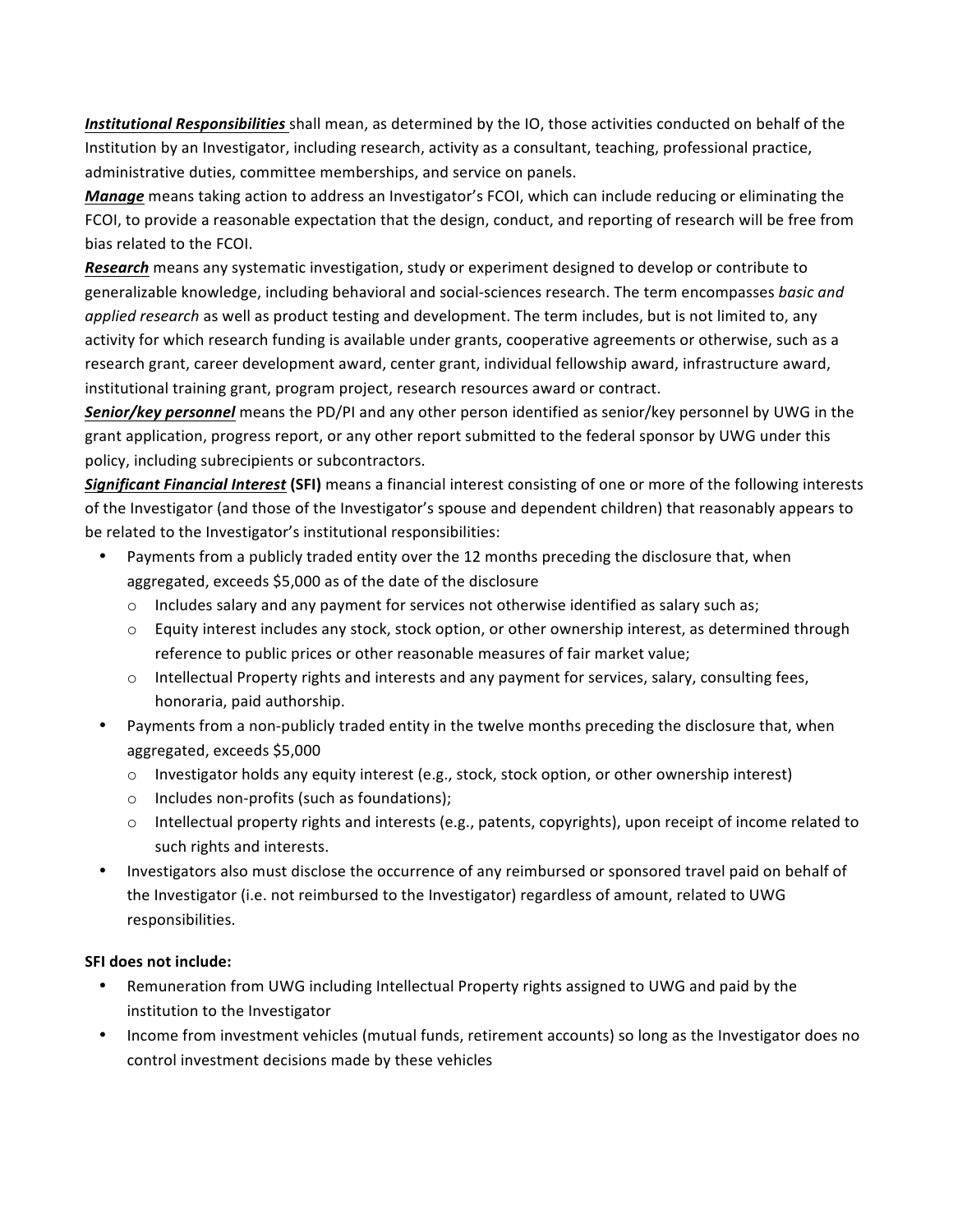***Institutional Responsibilities*** shall mean, as determined by the IO, those activities conducted on behalf of the Institution by an Investigator, including research, activity as a consultant, teaching, professional practice, administrative duties, committee memberships, and service on panels.

***Manage*** means taking action to address an Investigator's FCOI, which can include reducing or eliminating the FCOI, to provide a reasonable expectation that the design, conduct, and reporting of research will be free from bias related to the FCOI.

***Research*** means any systematic investigation, study or experiment designed to develop or contribute to generalizable knowledge, including behavioral and social-sciences research. The term encompasses *basic and applied research* as well as product testing and development. The term includes, but is not limited to, any activity for which research funding is available under grants, cooperative agreements or otherwise, such as a research grant, career development award, center grant, individual fellowship award, infrastructure award, institutional training grant, program project, research resources award or contract.

***Senior/key personnel*** means the PD/PI and any other person identified as senior/key personnel by UWG in the grant application, progress report, or any other report submitted to the federal sponsor by UWG under this policy, including subrecipients or subcontractors.

***Significant Financial Interest*** **(SFI)** means a financial interest consisting of one or more of the following interests of the Investigator (and those of the Investigator's spouse and dependent children) that reasonably appears to be related to the Investigator's institutional responsibilities:

- Payments from a publicly traded entity over the 12 months preceding the disclosure that, when aggregated, exceeds $5,000 as of the date of the disclosure
  - Includes salary and any payment for services not otherwise identified as salary such as;
  - Equity interest includes any stock, stock option, or other ownership interest, as determined through reference to public prices or other reasonable measures of fair market value;
  - Intellectual Property rights and interests and any payment for services, salary, consulting fees, honoraria, paid authorship.
- Payments from a non-publicly traded entity in the twelve months preceding the disclosure that, when aggregated, exceeds $5,000
  - Investigator holds any equity interest (e.g., stock, stock option, or other ownership interest)
  - Includes non-profits (such as foundations);
  - Intellectual property rights and interests (e.g., patents, copyrights), upon receipt of income related to such rights and interests.
- Investigators also must disclose the occurrence of any reimbursed or sponsored travel paid on behalf of the Investigator (i.e. not reimbursed to the Investigator) regardless of amount, related to UWG responsibilities.

**SFI does not include:**

- Remuneration from UWG including Intellectual Property rights assigned to UWG and paid by the institution to the Investigator
- Income from investment vehicles (mutual funds, retirement accounts) so long as the Investigator does no control investment decisions made by these vehicles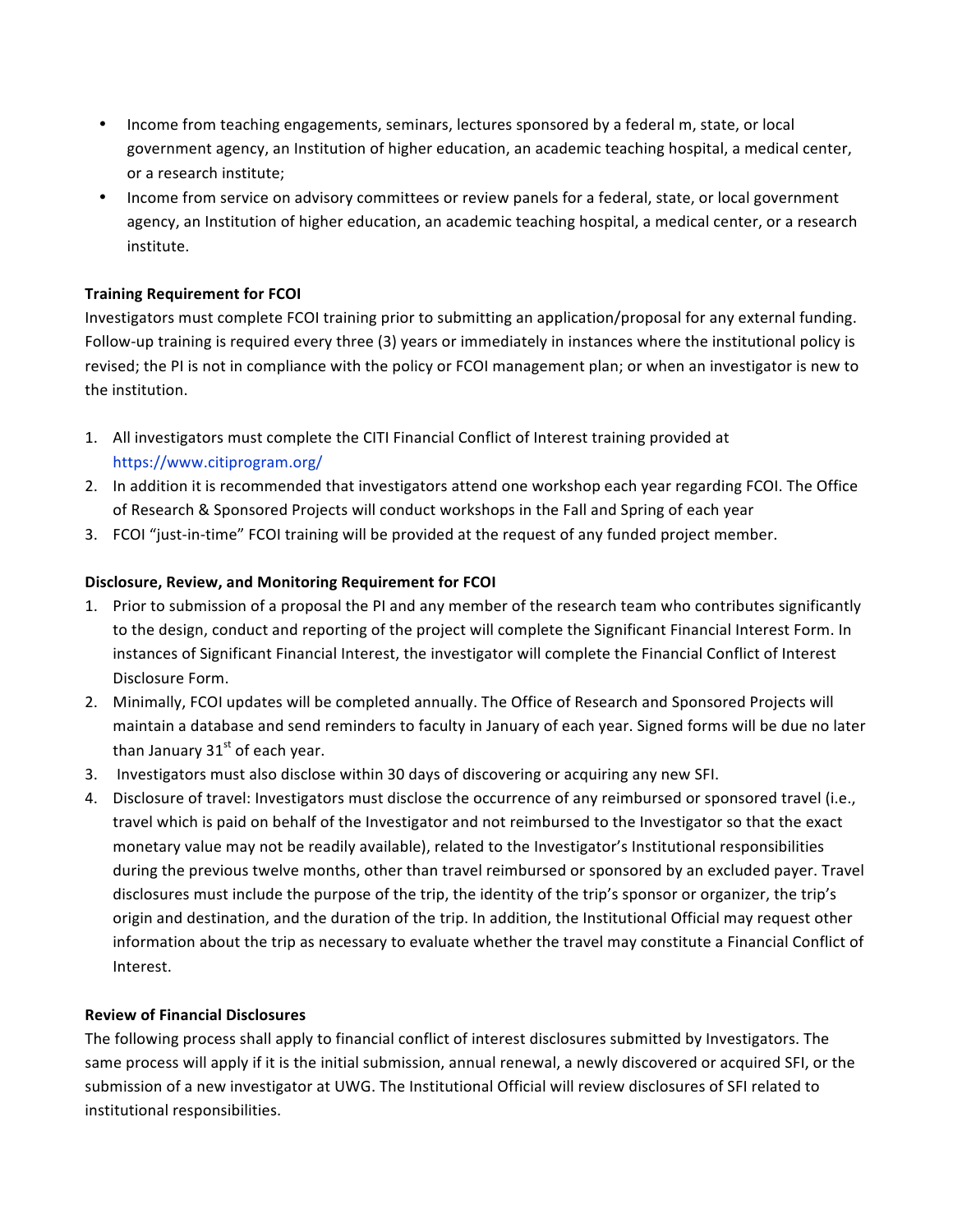- Income from teaching engagements, seminars, lectures sponsored by a federal m, state, or local government agency, an Institution of higher education, an academic teaching hospital, a medical center, or a research institute;
- Income from service on advisory committees or review panels for a federal, state, or local government agency, an Institution of higher education, an academic teaching hospital, a medical center, or a research institute.

**Training Requirement for FCOI**

Investigators must complete FCOI training prior to submitting an application/proposal for any external funding. Follow-up training is required every three (3) years or immediately in instances where the institutional policy is revised; the PI is not in compliance with the policy or FCOI management plan; or when an investigator is new to the institution.

1. All investigators must complete the CITI Financial Conflict of Interest training provided at https://www.citiprogram.org/
2. In addition it is recommended that investigators attend one workshop each year regarding FCOI. The Office of Research & Sponsored Projects will conduct workshops in the Fall and Spring of each year
3. FCOI "just-in-time" FCOI training will be provided at the request of any funded project member.

**Disclosure, Review, and Monitoring Requirement for FCOI**

1. Prior to submission of a proposal the PI and any member of the research team who contributes significantly to the design, conduct and reporting of the project will complete the Significant Financial Interest Form. In instances of Significant Financial Interest, the investigator will complete the Financial Conflict of Interest Disclosure Form.
2. Minimally, FCOI updates will be completed annually. The Office of Research and Sponsored Projects will maintain a database and send reminders to faculty in January of each year. Signed forms will be due no later than January 31st of each year.
3. Investigators must also disclose within 30 days of discovering or acquiring any new SFI.
4. Disclosure of travel: Investigators must disclose the occurrence of any reimbursed or sponsored travel (i.e., travel which is paid on behalf of the Investigator and not reimbursed to the Investigator so that the exact monetary value may not be readily available), related to the Investigator's Institutional responsibilities during the previous twelve months, other than travel reimbursed or sponsored by an excluded payer. Travel disclosures must include the purpose of the trip, the identity of the trip's sponsor or organizer, the trip's origin and destination, and the duration of the trip. In addition, the Institutional Official may request other information about the trip as necessary to evaluate whether the travel may constitute a Financial Conflict of Interest.

**Review of Financial Disclosures**

The following process shall apply to financial conflict of interest disclosures submitted by Investigators. The same process will apply if it is the initial submission, annual renewal, a newly discovered or acquired SFI, or the submission of a new investigator at UWG. The Institutional Official will review disclosures of SFI related to institutional responsibilities.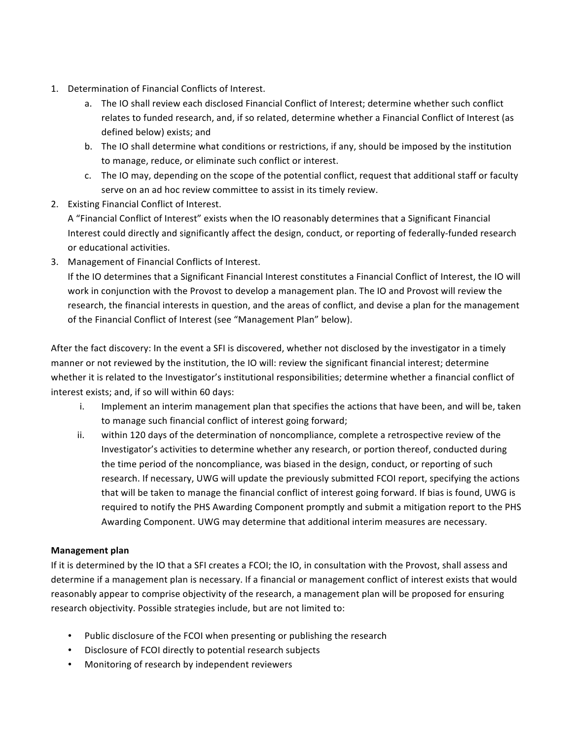1. Determination of Financial Conflicts of Interest.
    a. The IO shall review each disclosed Financial Conflict of Interest; determine whether such conflict relates to funded research, and, if so related, determine whether a Financial Conflict of Interest (as defined below) exists; and
    b. The IO shall determine what conditions or restrictions, if any, should be imposed by the institution to manage, reduce, or eliminate such conflict or interest.
    c. The IO may, depending on the scope of the potential conflict, request that additional staff or faculty serve on an ad hoc review committee to assist in its timely review.
2. Existing Financial Conflict of Interest.
   A "Financial Conflict of Interest" exists when the IO reasonably determines that a Significant Financial Interest could directly and significantly affect the design, conduct, or reporting of federally-funded research or educational activities.
3. Management of Financial Conflicts of Interest.
   If the IO determines that a Significant Financial Interest constitutes a Financial Conflict of Interest, the IO will work in conjunction with the Provost to develop a management plan. The IO and Provost will review the research, the financial interests in question, and the areas of conflict, and devise a plan for the management of the Financial Conflict of Interest (see "Management Plan" below).

After the fact discovery: In the event a SFI is discovered, whether not disclosed by the investigator in a timely manner or not reviewed by the institution, the IO will: review the significant financial interest; determine whether it is related to the Investigator's institutional responsibilities; determine whether a financial conflict of interest exists; and, if so will within 60 days:

i. Implement an interim management plan that specifies the actions that have been, and will be, taken to manage such financial conflict of interest going forward;
ii. within 120 days of the determination of noncompliance, complete a retrospective review of the Investigator's activities to determine whether any research, or portion thereof, conducted during the time period of the noncompliance, was biased in the design, conduct, or reporting of such research. If necessary, UWG will update the previously submitted FCOI report, specifying the actions that will be taken to manage the financial conflict of interest going forward. If bias is found, UWG is required to notify the PHS Awarding Component promptly and submit a mitigation report to the PHS Awarding Component. UWG may determine that additional interim measures are necessary.

**Management plan**

If it is determined by the IO that a SFI creates a FCOI; the IO, in consultation with the Provost, shall assess and determine if a management plan is necessary. If a financial or management conflict of interest exists that would reasonably appear to comprise objectivity of the research, a management plan will be proposed for ensuring research objectivity. Possible strategies include, but are not limited to:

- Public disclosure of the FCOI when presenting or publishing the research
- Disclosure of FCOI directly to potential research subjects
- Monitoring of research by independent reviewers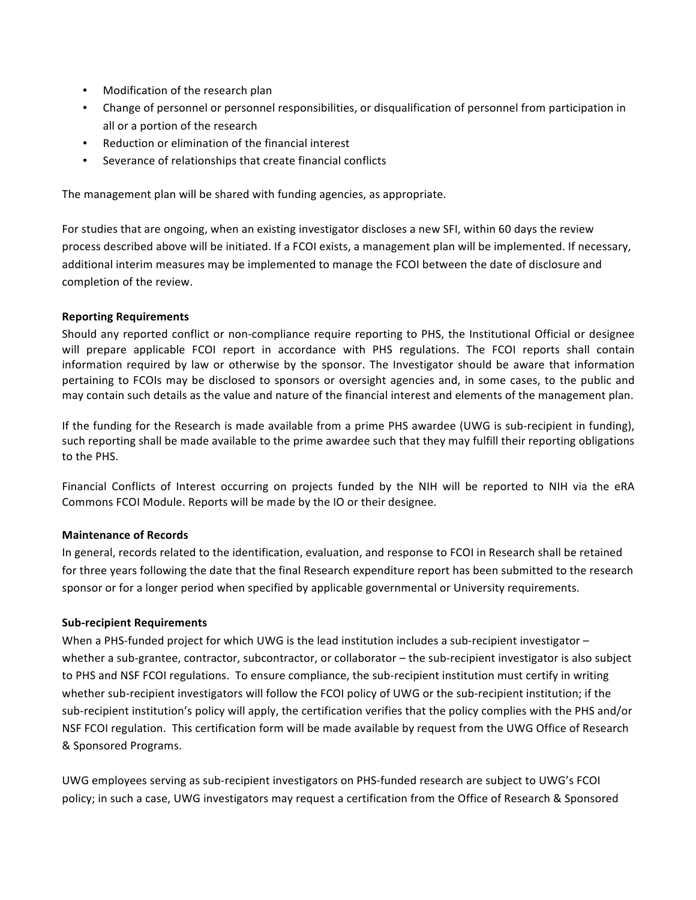- Modification of the research plan
- Change of personnel or personnel responsibilities, or disqualification of personnel from participation in all or a portion of the research
- Reduction or elimination of the financial interest
- Severance of relationships that create financial conflicts

The management plan will be shared with funding agencies, as appropriate.

For studies that are ongoing, when an existing investigator discloses a new SFI, within 60 days the review process described above will be initiated. If a FCOI exists, a management plan will be implemented. If necessary, additional interim measures may be implemented to manage the FCOI between the date of disclosure and completion of the review.

**Reporting Requirements**

Should any reported conflict or non-compliance require reporting to PHS, the Institutional Official or designee will prepare applicable FCOI report in accordance with PHS regulations. The FCOI reports shall contain information required by law or otherwise by the sponsor. The Investigator should be aware that information pertaining to FCOIs may be disclosed to sponsors or oversight agencies and, in some cases, to the public and may contain such details as the value and nature of the financial interest and elements of the management plan.

If the funding for the Research is made available from a prime PHS awardee (UWG is sub-recipient in funding), such reporting shall be made available to the prime awardee such that they may fulfill their reporting obligations to the PHS.

Financial Conflicts of Interest occurring on projects funded by the NIH will be reported to NIH via the eRA Commons FCOI Module. Reports will be made by the IO or their designee.

**Maintenance of Records**

In general, records related to the identification, evaluation, and response to FCOI in Research shall be retained for three years following the date that the final Research expenditure report has been submitted to the research sponsor or for a longer period when specified by applicable governmental or University requirements.

**Sub-recipient Requirements**

When a PHS-funded project for which UWG is the lead institution includes a sub-recipient investigator – whether a sub-grantee, contractor, subcontractor, or collaborator – the sub-recipient investigator is also subject to PHS and NSF FCOI regulations. To ensure compliance, the sub-recipient institution must certify in writing whether sub-recipient investigators will follow the FCOI policy of UWG or the sub-recipient institution; if the sub-recipient institution's policy will apply, the certification verifies that the policy complies with the PHS and/or NSF FCOI regulation. This certification form will be made available by request from the UWG Office of Research & Sponsored Programs.

UWG employees serving as sub-recipient investigators on PHS-funded research are subject to UWG's FCOI policy; in such a case, UWG investigators may request a certification from the Office of Research & Sponsored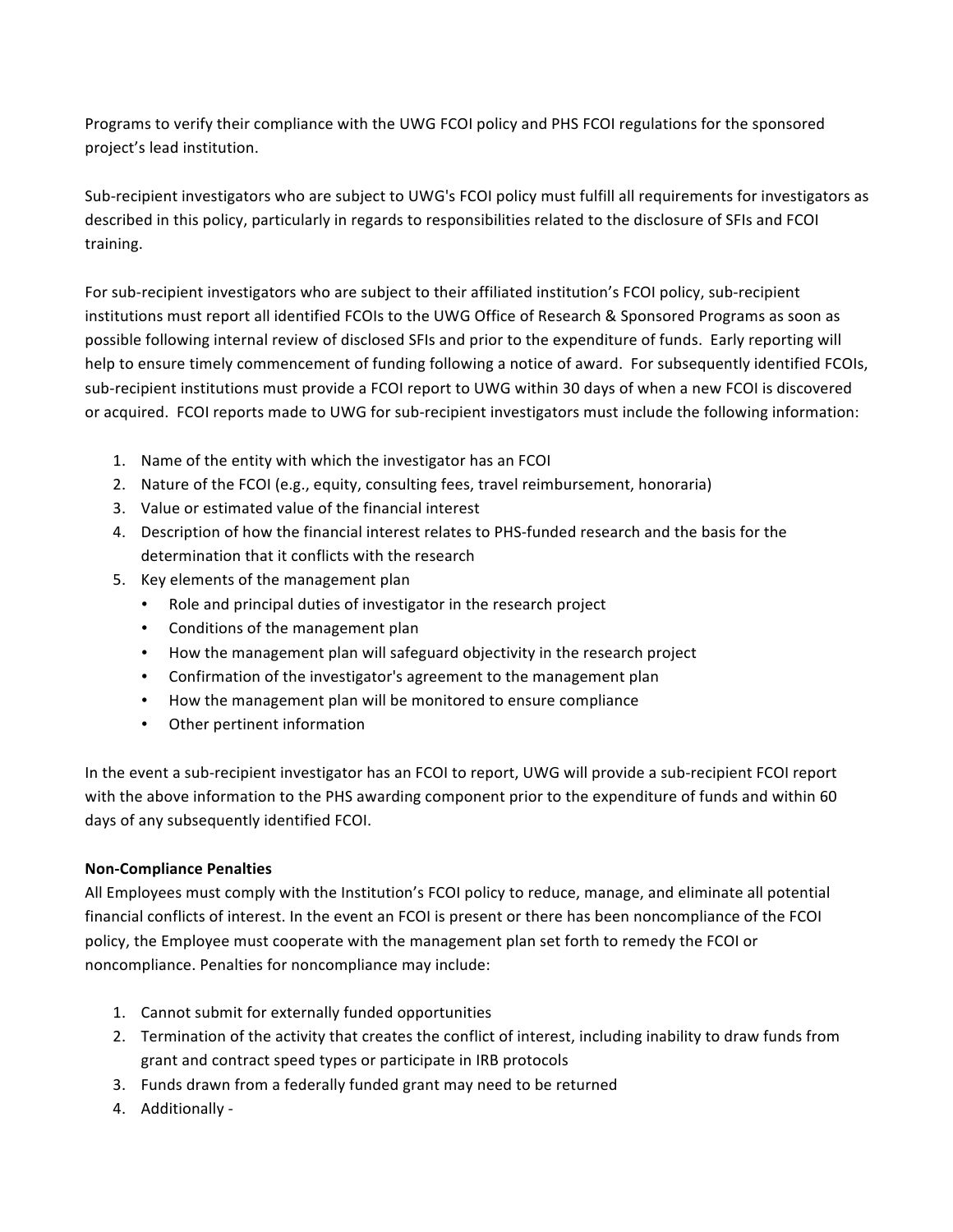Programs to verify their compliance with the UWG FCOI policy and PHS FCOI regulations for the sponsored project's lead institution.

Sub-recipient investigators who are subject to UWG's FCOI policy must fulfill all requirements for investigators as described in this policy, particularly in regards to responsibilities related to the disclosure of SFIs and FCOI training.

For sub-recipient investigators who are subject to their affiliated institution's FCOI policy, sub-recipient institutions must report all identified FCOIs to the UWG Office of Research & Sponsored Programs as soon as possible following internal review of disclosed SFIs and prior to the expenditure of funds. Early reporting will help to ensure timely commencement of funding following a notice of award. For subsequently identified FCOIs, sub-recipient institutions must provide a FCOI report to UWG within 30 days of when a new FCOI is discovered or acquired. FCOI reports made to UWG for sub-recipient investigators must include the following information:

1. Name of the entity with which the investigator has an FCOI
2. Nature of the FCOI (e.g., equity, consulting fees, travel reimbursement, honoraria)
3. Value or estimated value of the financial interest
4. Description of how the financial interest relates to PHS-funded research and the basis for the determination that it conflicts with the research
5. Key elements of the management plan
   - Role and principal duties of investigator in the research project
   - Conditions of the management plan
   - How the management plan will safeguard objectivity in the research project
   - Confirmation of the investigator's agreement to the management plan
   - How the management plan will be monitored to ensure compliance
   - Other pertinent information

In the event a sub-recipient investigator has an FCOI to report, UWG will provide a sub-recipient FCOI report with the above information to the PHS awarding component prior to the expenditure of funds and within 60 days of any subsequently identified FCOI.

**Non-Compliance Penalties**

All Employees must comply with the Institution's FCOI policy to reduce, manage, and eliminate all potential financial conflicts of interest. In the event an FCOI is present or there has been noncompliance of the FCOI policy, the Employee must cooperate with the management plan set forth to remedy the FCOI or noncompliance. Penalties for noncompliance may include:

1. Cannot submit for externally funded opportunities
2. Termination of the activity that creates the conflict of interest, including inability to draw funds from grant and contract speed types or participate in IRB protocols
3. Funds drawn from a federally funded grant may need to be returned
4. Additionally -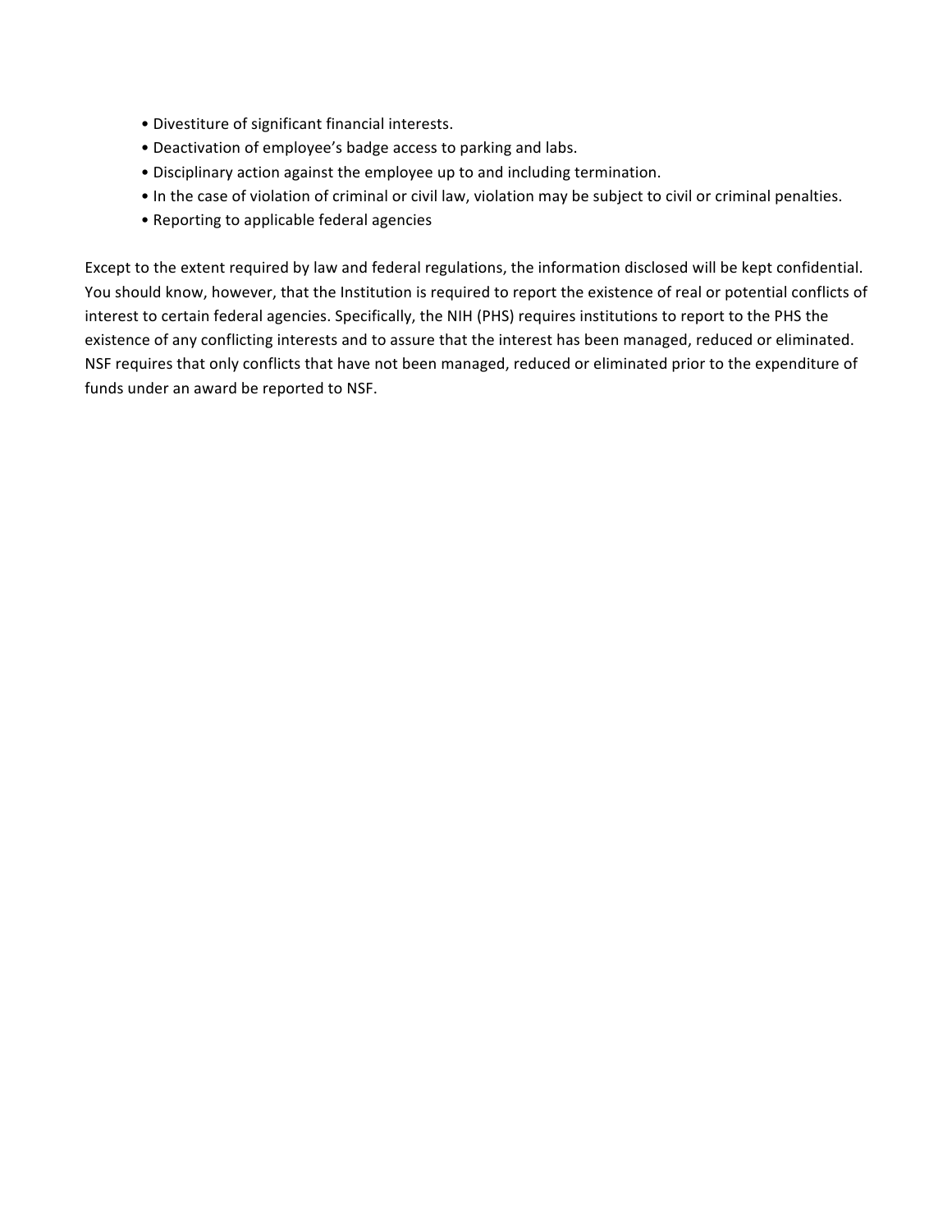- Divestiture of significant financial interests.
- Deactivation of employee's badge access to parking and labs.
- Disciplinary action against the employee up to and including termination.
- In the case of violation of criminal or civil law, violation may be subject to civil or criminal penalties.
- Reporting to applicable federal agencies

Except to the extent required by law and federal regulations, the information disclosed will be kept confidential. You should know, however, that the Institution is required to report the existence of real or potential conflicts of interest to certain federal agencies. Specifically, the NIH (PHS) requires institutions to report to the PHS the existence of any conflicting interests and to assure that the interest has been managed, reduced or eliminated. NSF requires that only conflicts that have not been managed, reduced or eliminated prior to the expenditure of funds under an award be reported to NSF.